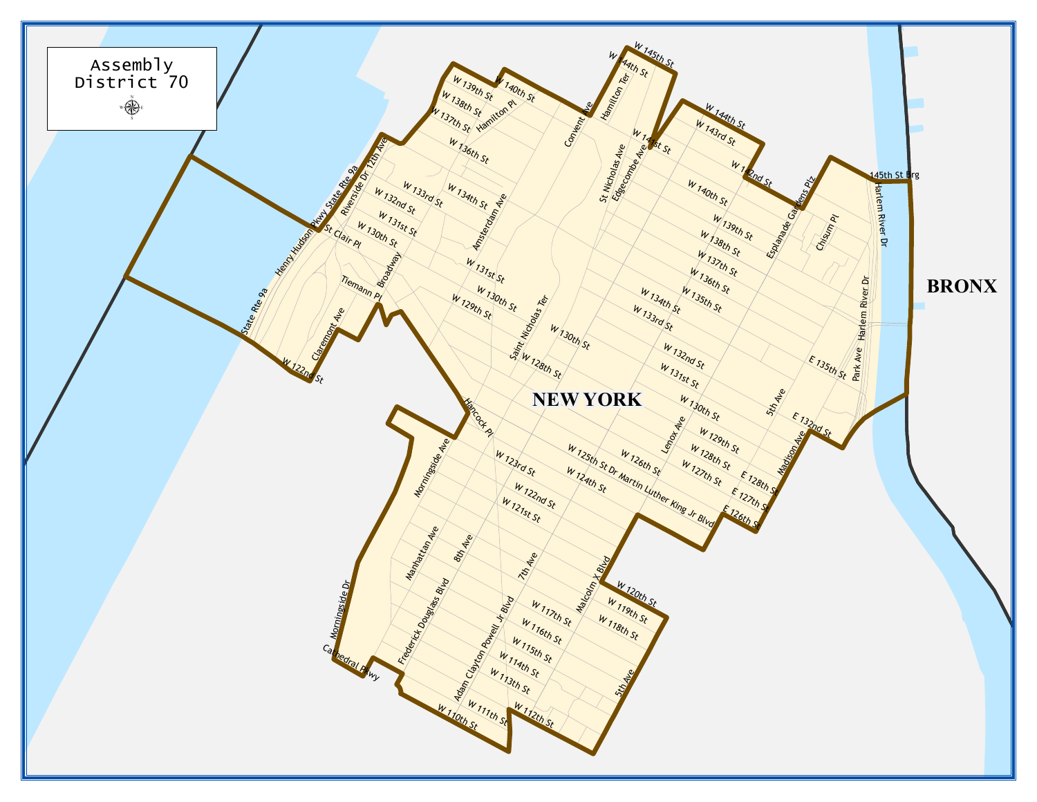# Assembly District 70

NEW YORK

BRONX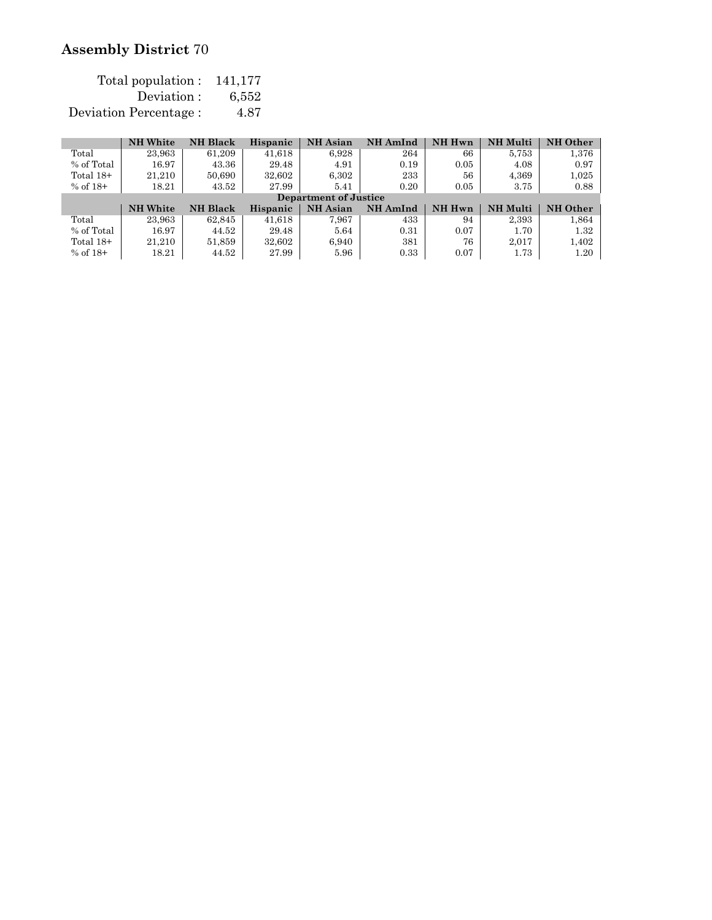**Assembly District** 70

| | |
|---|---|
| Total population : | 141,177 |
| Deviation : | 6,552 |
| Deviation Percentage : | 4.87 |

| | NH White | NH Black | Hispanic | NH Asian | NH AmInd | NH Hwn | NH Multi | NH Other |
|---|---|---|---|---|---|---|---|---|
| Total | 23,963 | 61,209 | 41,618 | 6,928 | 264 | 66 | 5,753 | 1,376 |
| % of Total | 16.97 | 43.36 | 29.48 | 4.91 | 0.19 | 0.05 | 4.08 | 0.97 |
| Total 18+ | 21,210 | 50,690 | 32,602 | 6,302 | 233 | 56 | 4,369 | 1,025 |
| % of 18+ | 18.21 | 43.52 | 27.99 | 5.41 | 0.20 | 0.05 | 3.75 | 0.88 |
| **Department of Justice** | | | | | | | | |
| | NH White | NH Black | Hispanic | NH Asian | NH AmInd | NH Hwn | NH Multi | NH Other |
| Total | 23,963 | 62,845 | 41,618 | 7,967 | 433 | 94 | 2,393 | 1,864 |
| % of Total | 16.97 | 44.52 | 29.48 | 5.64 | 0.31 | 0.07 | 1.70 | 1.32 |
| Total 18+ | 21,210 | 51,859 | 32,602 | 6,940 | 381 | 76 | 2,017 | 1,402 |
| % of 18+ | 18.21 | 44.52 | 27.99 | 5.96 | 0.33 | 0.07 | 1.73 | 1.20 |